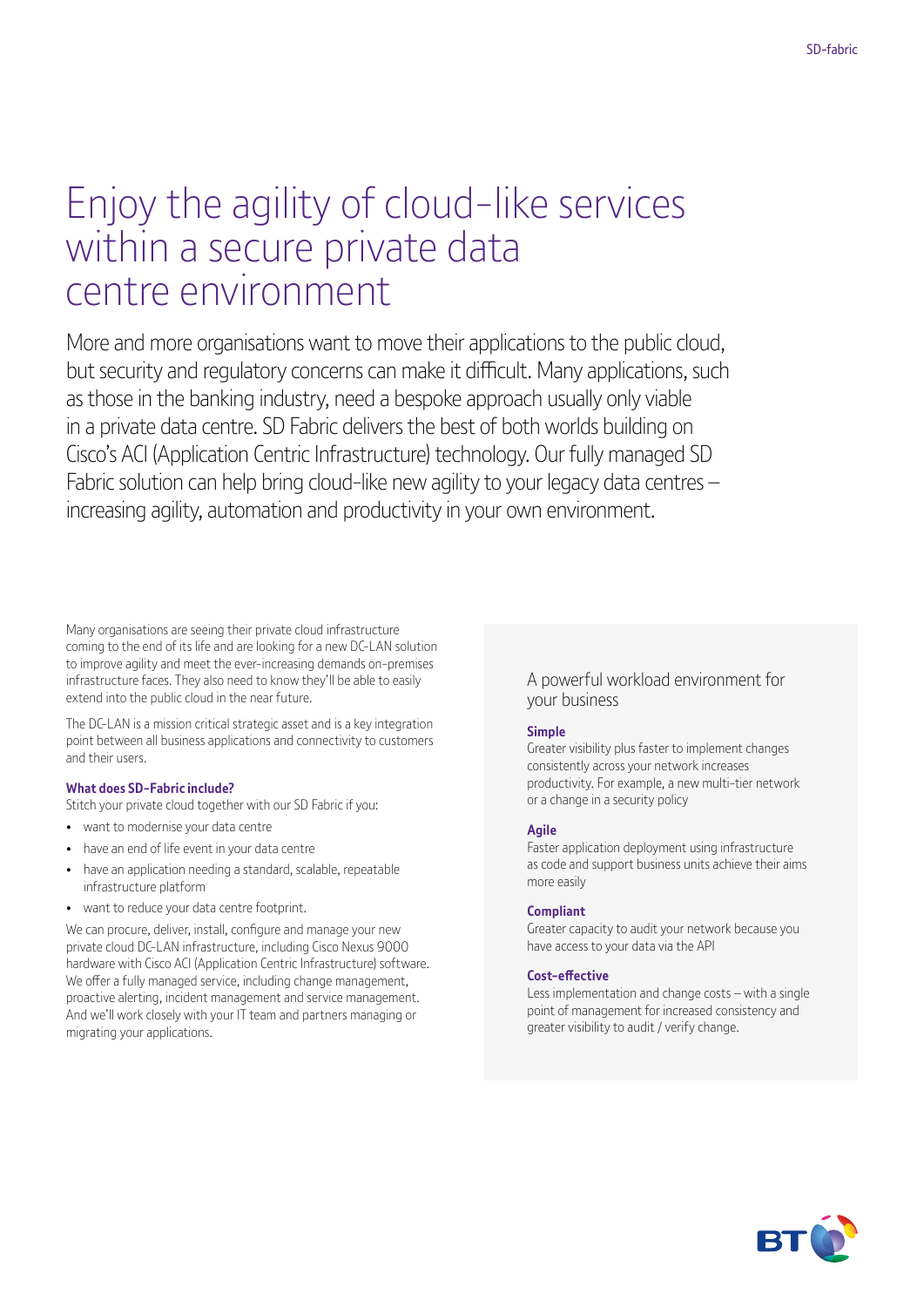# Enjoy the agility of cloud-like services within a secure private data centre environment

More and more organisations want to move their applications to the public cloud, but security and regulatory concerns can make it difficult. Many applications, such as those in the banking industry, need a bespoke approach usually only viable in a private data centre. SD Fabric delivers the best of both worlds building on Cisco's ACI (Application Centric Infrastructure) technology. Our fully managed SD Fabric solution can help bring cloud-like new agility to your legacy data centres – increasing agility, automation and productivity in your own environment.

Many organisations are seeing their private cloud infrastructure coming to the end of its life and are looking for a new DC-LAN solution to improve agility and meet the ever-increasing demands on-premises infrastructure faces. They also need to know they'll be able to easily extend into the public cloud in the near future.

The DC-LAN is a mission critical strategic asset and is a key integration point between all business applications and connectivity to customers and their users.

**What does SD-Fabric include?**

Stitch your private cloud together with our SD Fabric if you:

- want to modernise your data centre
- have an end of life event in your data centre
- have an application needing a standard, scalable, repeatable infrastructure platform
- want to reduce your data centre footprint.

We can procure, deliver, install, configure and manage your new private cloud DC-LAN infrastructure, including Cisco Nexus 9000 hardware with Cisco ACI (Application Centric Infrastructure) software. We offer a fully managed service, including change management, proactive alerting, incident management and service management. And we'll work closely with your IT team and partners managing or migrating your applications.

## A powerful workload environment for your business

**Simple**

Greater visibility plus faster to implement changes consistently across your network increases productivity. For example, a new multi-tier network or a change in a security policy

**Agile**

Faster application deployment using infrastructure as code and support business units achieve their aims more easily

**Compliant**

Greater capacity to audit your network because you have access to your data via the API

**Cost-effective**

Less implementation and change costs – with a single point of management for increased consistency and greater visibility to audit / verify change.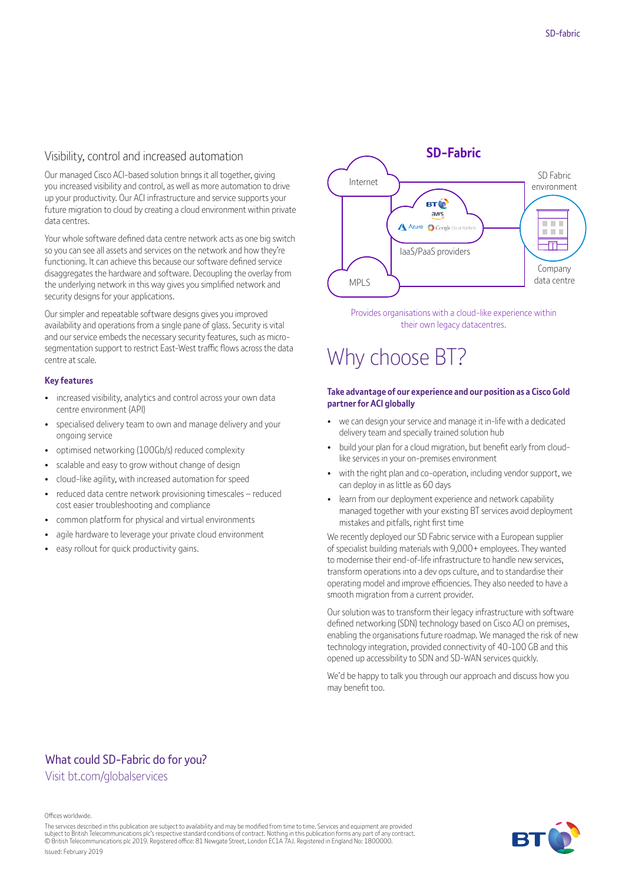## Visibility, control and increased automation

Our managed Cisco ACI-based solution brings it all together, giving you increased visibility and control, as well as more automation to drive up your productivity. Our ACI infrastructure and service supports your future migration to cloud by creating a cloud environment within private data centres.

Your whole software defined data centre network acts as one big switch so you can see all assets and services on the network and how they're functioning. It can achieve this because our software defined service disaggregates the hardware and software. Decoupling the overlay from the underlying network in this way gives you simplified network and security designs for your applications.

Our simpler and repeatable software designs gives you improved availability and operations from a single pane of glass. Security is vital and our service embeds the necessary security features, such as micro-segmentation support to restrict East-West traffic flows across the data centre at scale.

### Key features

- increased visibility, analytics and control across your own data centre environment (API)
- specialised delivery team to own and manage delivery and your ongoing service
- optimised networking (100Gb/s) reduced complexity
- scalable and easy to grow without change of design
- cloud-like agility, with increased automation for speed
- reduced data centre network provisioning timescales – reduced cost easier troubleshooting and compliance
- common platform for physical and virtual environments
- agile hardware to leverage your private cloud environment
- easy rollout for quick productivity gains.

**SD-Fabric**

Internet

BT
aws
Azure
Google Cloud Platform

IaaS/PaaS providers

MPLS

SD Fabric environment

Company data centre

Provides organisations with a cloud-like experience within their own legacy datacentres.

# Why choose BT?

**Take advantage of our experience and our position as a Cisco Gold partner for ACI globally**

- we can design your service and manage it in-life with a dedicated delivery team and specially trained solution hub
- build your plan for a cloud migration, but benefit early from cloud-like services in your on-premises environment
- with the right plan and co-operation, including vendor support, we can deploy in as little as 60 days
- learn from our deployment experience and network capability managed together with your existing BT services avoid deployment mistakes and pitfalls, right first time

We recently deployed our SD Fabric service with a European supplier of specialist building materials with 9,000+ employees. They wanted to modernise their end-of-life infrastructure to handle new services, transform operations into a dev ops culture, and to standardise their operating model and improve efficiencies. They also needed to have a smooth migration from a current provider.

Our solution was to transform their legacy infrastructure with software defined networking (SDN) technology based on Cisco ACI on premises, enabling the organisations future roadmap. We managed the risk of new technology integration, provided connectivity of 40-100 GB and this opened up accessibility to SDN and SD-WAN services quickly.

We'd be happy to talk you through our approach and discuss how you may benefit too.

## What could SD-Fabric do for you?

Visit bt.com/globalservices

Offices worldwide.

The services described in this publication are subject to availability and may be modified from time to time. Services and equipment are provided subject to British Telecommunications plc's respective standard conditions of contract. Nothing in this publication forms any part of any contract.
© British Telecommunications plc 2019. Registered office: 81 Newgate Street, London EC1A 7AJ. Registered in England No: 1800000.

Issued: February 2019